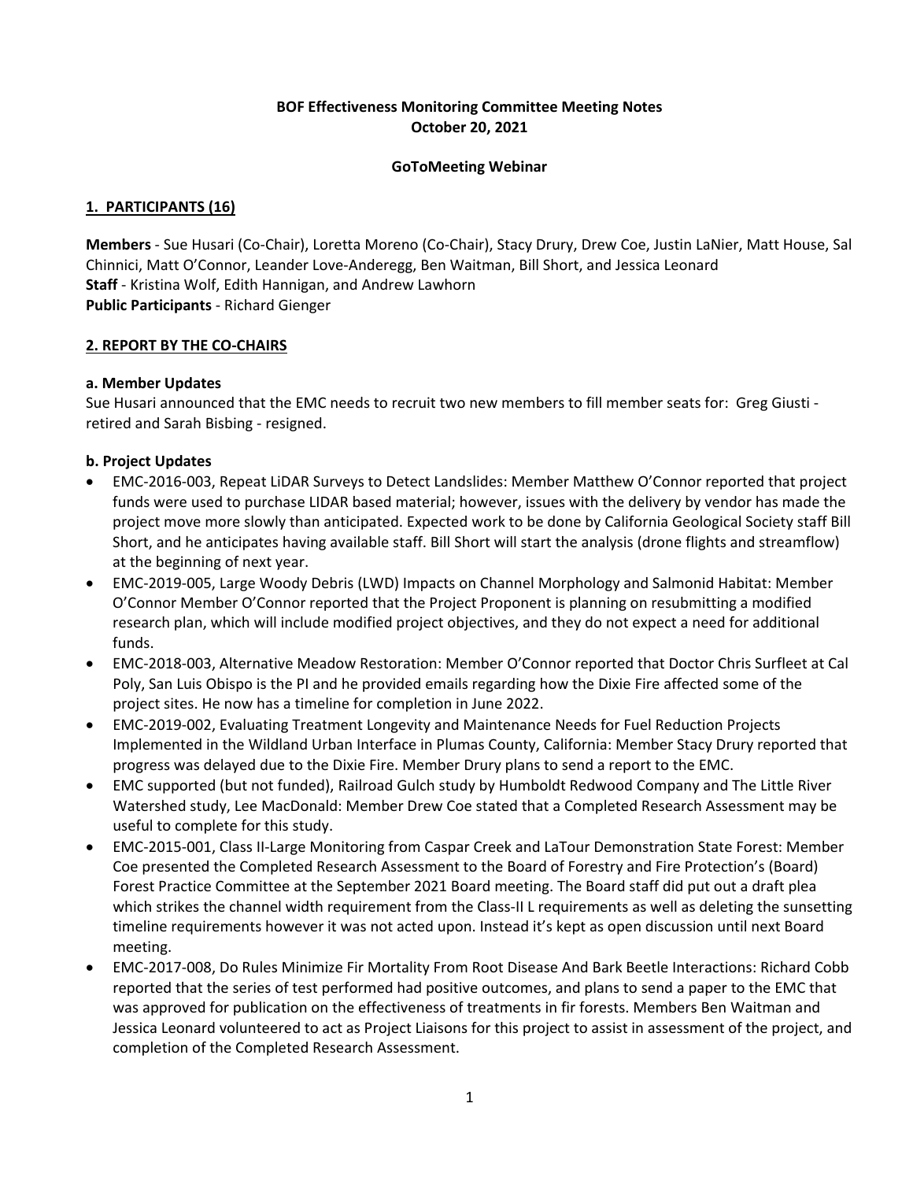**BOF Effectiveness Monitoring Committee Meeting Notes**
**October 20, 2021**

**GoToMeeting Webinar**

## 1. PARTICIPANTS (16)

**Members** - Sue Husari (Co-Chair), Loretta Moreno (Co-Chair), Stacy Drury, Drew Coe, Justin LaNier, Matt House, Sal Chinnici, Matt O'Connor, Leander Love-Anderegg, Ben Waitman, Bill Short, and Jessica Leonard
**Staff** - Kristina Wolf, Edith Hannigan, and Andrew Lawhorn
**Public Participants** - Richard Gienger

## 2. REPORT BY THE CO-CHAIRS

### a. Member Updates

Sue Husari announced that the EMC needs to recruit two new members to fill member seats for: Greg Giusti - retired and Sarah Bisbing - resigned.

### b. Project Updates

- EMC-2016-003, Repeat LiDAR Surveys to Detect Landslides: Member Matthew O'Connor reported that project funds were used to purchase LIDAR based material; however, issues with the delivery by vendor has made the project move more slowly than anticipated. Expected work to be done by California Geological Society staff Bill Short, and he anticipates having available staff. Bill Short will start the analysis (drone flights and streamflow) at the beginning of next year.
- EMC-2019-005, Large Woody Debris (LWD) Impacts on Channel Morphology and Salmonid Habitat: Member O'Connor Member O'Connor reported that the Project Proponent is planning on resubmitting a modified research plan, which will include modified project objectives, and they do not expect a need for additional funds.
- EMC-2018-003, Alternative Meadow Restoration: Member O'Connor reported that Doctor Chris Surfleet at Cal Poly, San Luis Obispo is the PI and he provided emails regarding how the Dixie Fire affected some of the project sites. He now has a timeline for completion in June 2022.
- EMC-2019-002, Evaluating Treatment Longevity and Maintenance Needs for Fuel Reduction Projects Implemented in the Wildland Urban Interface in Plumas County, California: Member Stacy Drury reported that progress was delayed due to the Dixie Fire. Member Drury plans to send a report to the EMC.
- EMC supported (but not funded), Railroad Gulch study by Humboldt Redwood Company and The Little River Watershed study, Lee MacDonald: Member Drew Coe stated that a Completed Research Assessment may be useful to complete for this study.
- EMC-2015-001, Class II-Large Monitoring from Caspar Creek and LaTour Demonstration State Forest: Member Coe presented the Completed Research Assessment to the Board of Forestry and Fire Protection's (Board) Forest Practice Committee at the September 2021 Board meeting. The Board staff did put out a draft plea which strikes the channel width requirement from the Class-II L requirements as well as deleting the sunsetting timeline requirements however it was not acted upon. Instead it's kept as open discussion until next Board meeting.
- EMC-2017-008, Do Rules Minimize Fir Mortality From Root Disease And Bark Beetle Interactions: Richard Cobb reported that the series of test performed had positive outcomes, and plans to send a paper to the EMC that was approved for publication on the effectiveness of treatments in fir forests. Members Ben Waitman and Jessica Leonard volunteered to act as Project Liaisons for this project to assist in assessment of the project, and completion of the Completed Research Assessment.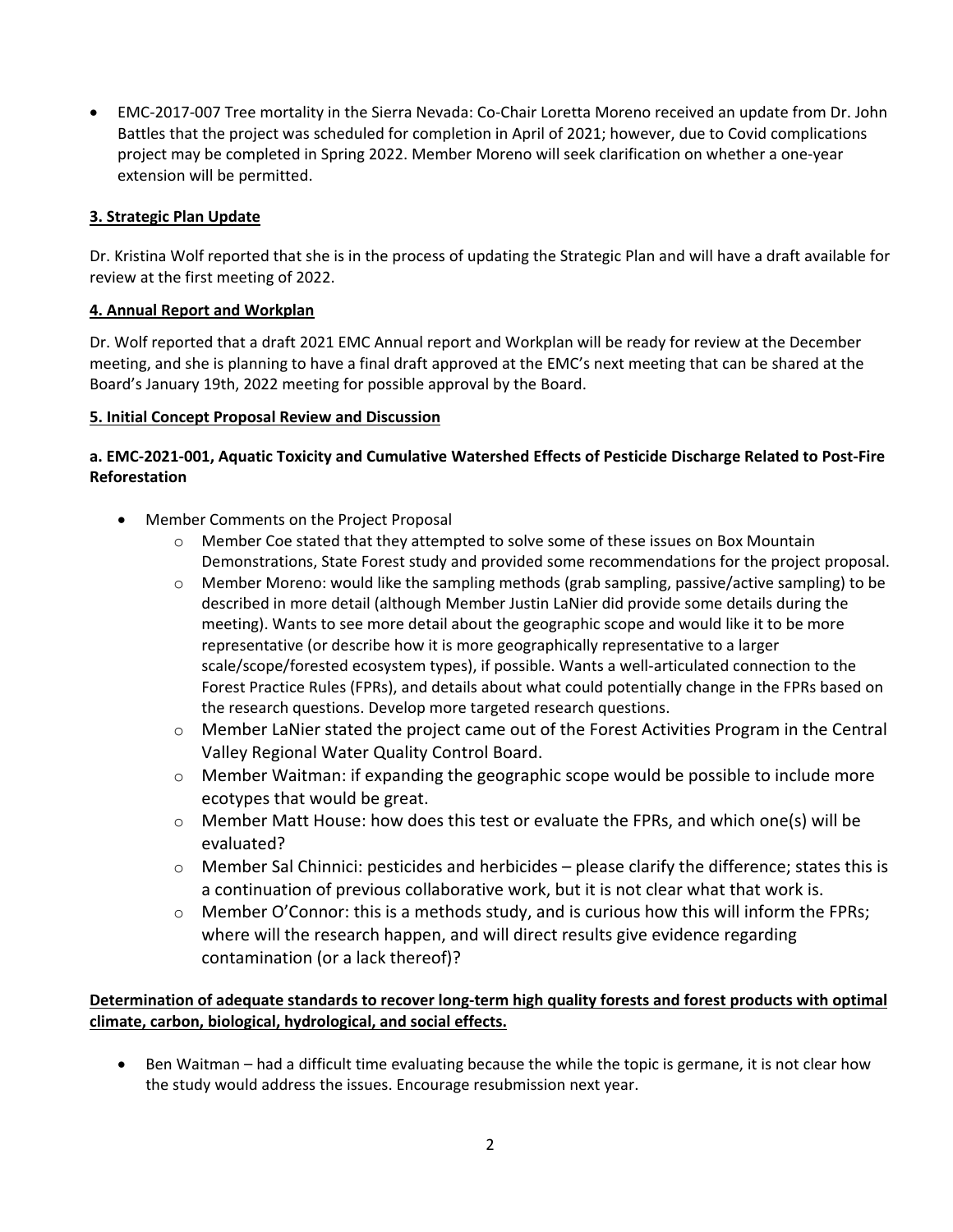- EMC-2017-007 Tree mortality in the Sierra Nevada: Co-Chair Loretta Moreno received an update from Dr. John Battles that the project was scheduled for completion in April of 2021; however, due to Covid complications project may be completed in Spring 2022. Member Moreno will seek clarification on whether a one-year extension will be permitted.

**3. Strategic Plan Update**

Dr. Kristina Wolf reported that she is in the process of updating the Strategic Plan and will have a draft available for review at the first meeting of 2022.

**4. Annual Report and Workplan**

Dr. Wolf reported that a draft 2021 EMC Annual report and Workplan will be ready for review at the December meeting, and she is planning to have a final draft approved at the EMC's next meeting that can be shared at the Board's January 19th, 2022 meeting for possible approval by the Board.

**5. Initial Concept Proposal Review and Discussion**

**a. EMC-2021-001, Aquatic Toxicity and Cumulative Watershed Effects of Pesticide Discharge Related to Post-Fire Reforestation**

- Member Comments on the Project Proposal
  - Member Coe stated that they attempted to solve some of these issues on Box Mountain Demonstrations, State Forest study and provided some recommendations for the project proposal.
  - Member Moreno: would like the sampling methods (grab sampling, passive/active sampling) to be described in more detail (although Member Justin LaNier did provide some details during the meeting). Wants to see more detail about the geographic scope and would like it to be more representative (or describe how it is more geographically representative to a larger scale/scope/forested ecosystem types), if possible. Wants a well-articulated connection to the Forest Practice Rules (FPRs), and details about what could potentially change in the FPRs based on the research questions. Develop more targeted research questions.
  - Member LaNier stated the project came out of the Forest Activities Program in the Central Valley Regional Water Quality Control Board.
  - Member Waitman: if expanding the geographic scope would be possible to include more ecotypes that would be great.
  - Member Matt House: how does this test or evaluate the FPRs, and which one(s) will be evaluated?
  - Member Sal Chinnici: pesticides and herbicides – please clarify the difference; states this is a continuation of previous collaborative work, but it is not clear what that work is.
  - Member O'Connor: this is a methods study, and is curious how this will inform the FPRs; where will the research happen, and will direct results give evidence regarding contamination (or a lack thereof)?

**Determination of adequate standards to recover long-term high quality forests and forest products with optimal climate, carbon, biological, hydrological, and social effects.**

- Ben Waitman – had a difficult time evaluating because the while the topic is germane, it is not clear how the study would address the issues. Encourage resubmission next year.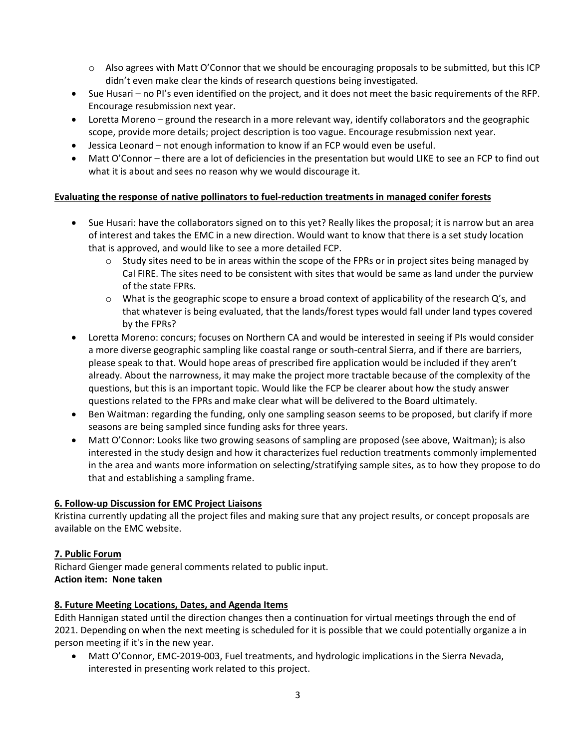- Also agrees with Matt O'Connor that we should be encouraging proposals to be submitted, but this ICP didn't even make clear the kinds of research questions being investigated.
- Sue Husari – no PI's even identified on the project, and it does not meet the basic requirements of the RFP. Encourage resubmission next year.
- Loretta Moreno – ground the research in a more relevant way, identify collaborators and the geographic scope, provide more details; project description is too vague. Encourage resubmission next year.
- Jessica Leonard – not enough information to know if an FCP would even be useful.
- Matt O'Connor – there are a lot of deficiencies in the presentation but would LIKE to see an FCP to find out what it is about and sees no reason why we would discourage it.

**Evaluating the response of native pollinators to fuel-reduction treatments in managed conifer forests**

- Sue Husari: have the collaborators signed on to this yet? Really likes the proposal; it is narrow but an area of interest and takes the EMC in a new direction. Would want to know that there is a set study location that is approved, and would like to see a more detailed FCP.
  - Study sites need to be in areas within the scope of the FPRs or in project sites being managed by Cal FIRE. The sites need to be consistent with sites that would be same as land under the purview of the state FPRs.
  - What is the geographic scope to ensure a broad context of applicability of the research Q's, and that whatever is being evaluated, that the lands/forest types would fall under land types covered by the FPRs?
- Loretta Moreno: concurs; focuses on Northern CA and would be interested in seeing if PIs would consider a more diverse geographic sampling like coastal range or south-central Sierra, and if there are barriers, please speak to that. Would hope areas of prescribed fire application would be included if they aren't already. About the narrowness, it may make the project more tractable because of the complexity of the questions, but this is an important topic. Would like the FCP be clearer about how the study answer questions related to the FPRs and make clear what will be delivered to the Board ultimately.
- Ben Waitman: regarding the funding, only one sampling season seems to be proposed, but clarify if more seasons are being sampled since funding asks for three years.
- Matt O'Connor: Looks like two growing seasons of sampling are proposed (see above, Waitman); is also interested in the study design and how it characterizes fuel reduction treatments commonly implemented in the area and wants more information on selecting/stratifying sample sites, as to how they propose to do that and establishing a sampling frame.

**6. Follow-up Discussion for EMC Project Liaisons**

Kristina currently updating all the project files and making sure that any project results, or concept proposals are available on the EMC website.

**7. Public Forum**

Richard Gienger made general comments related to public input.
**Action item: None taken**

**8. Future Meeting Locations, Dates, and Agenda Items**

Edith Hannigan stated until the direction changes then a continuation for virtual meetings through the end of 2021. Depending on when the next meeting is scheduled for it is possible that we could potentially organize a in person meeting if it's in the new year.

- Matt O'Connor, EMC-2019-003, Fuel treatments, and hydrologic implications in the Sierra Nevada, interested in presenting work related to this project.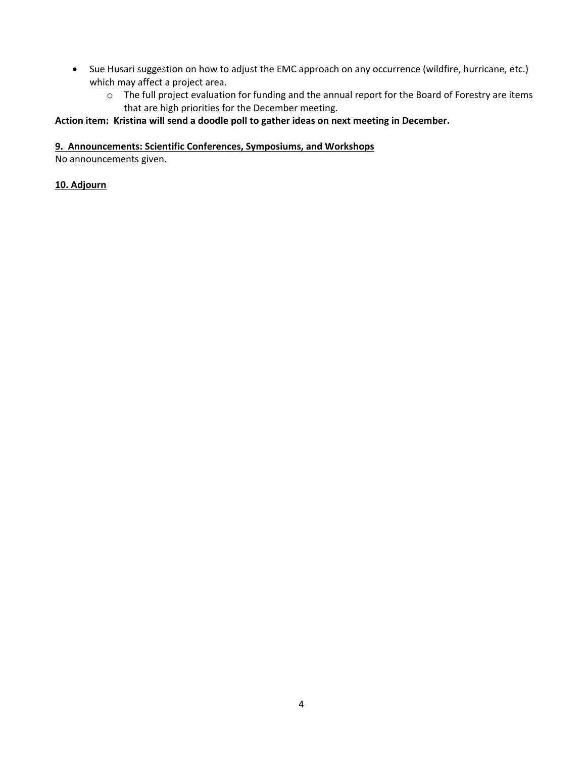- Sue Husari suggestion on how to adjust the EMC approach on any occurrence (wildfire, hurricane, etc.) which may affect a project area.
    - The full project evaluation for funding and the annual report for the Board of Forestry are items that are high priorities for the December meeting.

**Action item: Kristina will send a doodle poll to gather ideas on next meeting in December.**

**9. Announcements: Scientific Conferences, Symposiums, and Workshops**

No announcements given.

**10. Adjourn**